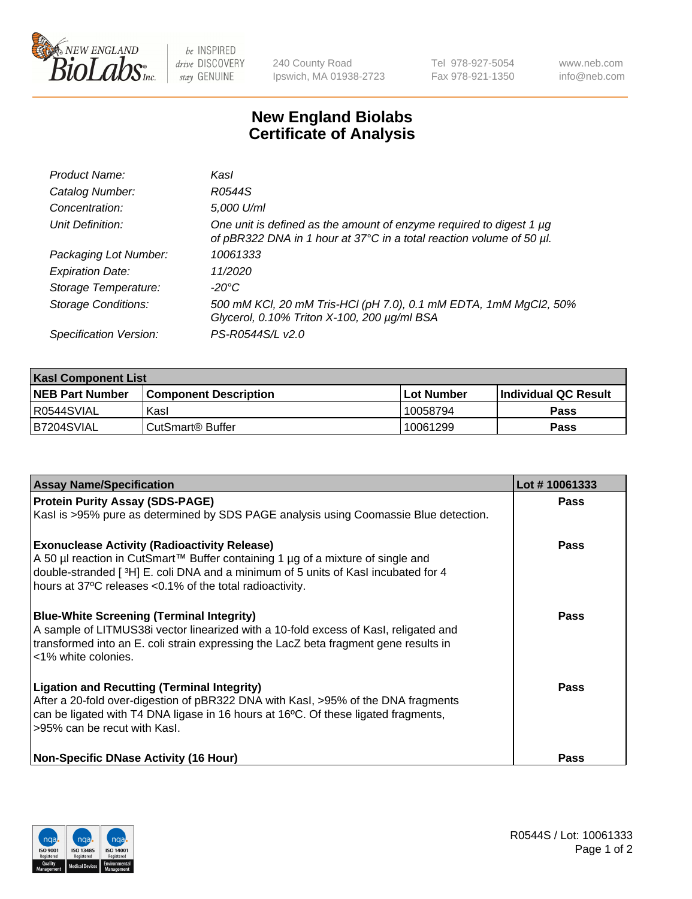# New England Biolabs Certificate of Analysis

| | |
|---|---|
| *Product Name:* | *KasI* |
| *Catalog Number:* | *R0544S* |
| *Concentration:* | *5,000 U/ml* |
| *Unit Definition:* | *One unit is defined as the amount of enzyme required to digest 1 µg of pBR322 DNA in 1 hour at 37°C in a total reaction volume of 50 µl.* |
| *Packaging Lot Number:* | *10061333* |
| *Expiration Date:* | *11/2020* |
| *Storage Temperature:* | *-20°C* |
| *Storage Conditions:* | *500 mM KCl, 20 mM Tris-HCl (pH 7.0), 0.1 mM EDTA, 1mM MgCl2, 50% Glycerol, 0.10% Triton X-100, 200 µg/ml BSA* |
| *Specification Version:* | *PS-R0544S/L v2.0* |

| **KasI Component List** | | | |
|---|---|---|---|
| **NEB Part Number** | **Component Description** | **Lot Number** | **Individual QC Result** |
| R0544SVIAL | KasI | 10058794 | **Pass** |
| B7204SVIAL | CutSmart® Buffer | 10061299 | **Pass** |

| **Assay Name/Specification** | **Lot # 10061333** |
|---|---|
| **Protein Purity Assay (SDS-PAGE)** KasI is >95% pure as determined by SDS PAGE analysis using Coomassie Blue detection. | **Pass** |
| **Exonuclease Activity (Radioactivity Release)** A 50 µl reaction in CutSmart™ Buffer containing 1 µg of a mixture of single and double-stranded [ $^{3}$H] E. coli DNA and a minimum of 5 units of KasI incubated for 4 hours at 37ºC releases <0.1% of the total radioactivity. | **Pass** |
| **Blue-White Screening (Terminal Integrity)** A sample of LITMUS38i vector linearized with a 10-fold excess of KasI, religated and transformed into an E. coli strain expressing the LacZ beta fragment gene results in <1% white colonies. | **Pass** |
| **Ligation and Recutting (Terminal Integrity)** After a 20-fold over-digestion of pBR322 DNA with KasI, >95% of the DNA fragments can be ligated with T4 DNA ligase in 16 hours at 16ºC. Of these ligated fragments, >95% can be recut with KasI. | **Pass** |
| **Non-Specific DNase Activity (16 Hour)** | **Pass** |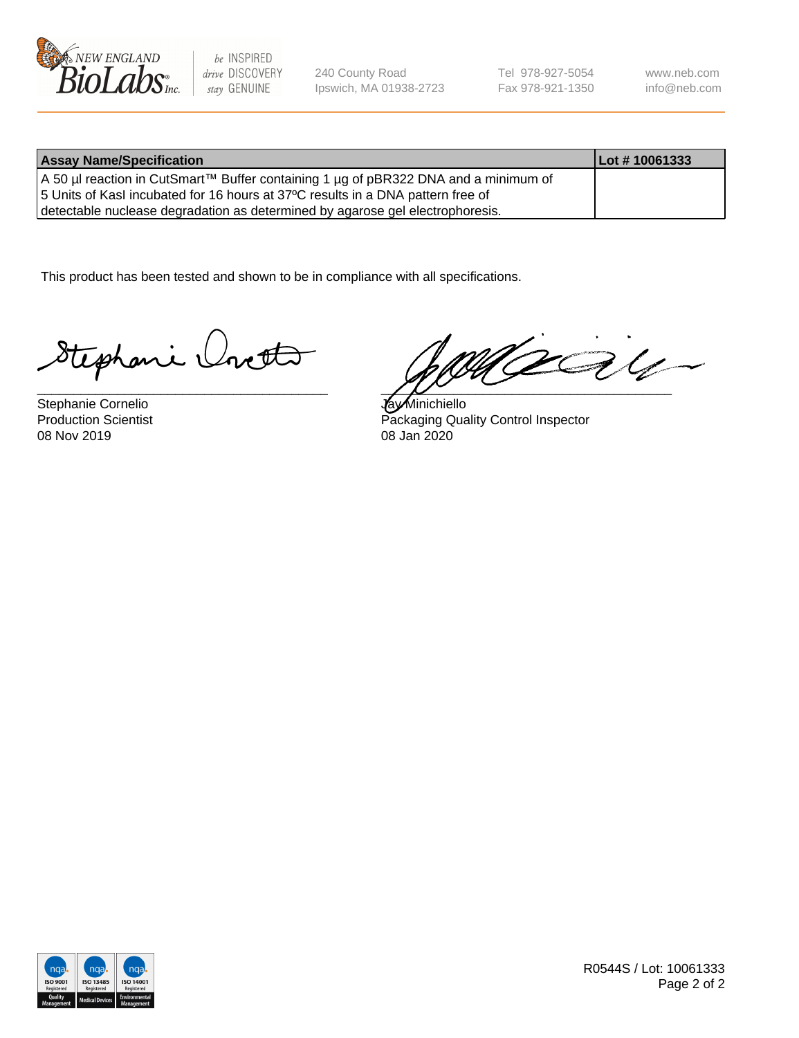| Assay Name/Specification | Lot # 10061333 |
|---|---|
| A 50 µl reaction in CutSmart™ Buffer containing 1 µg of pBR322 DNA and a minimum of 5 Units of KasI incubated for 16 hours at 37ºC results in a DNA pattern free of detectable nuclease degradation as determined by agarose gel electrophoresis. | |

This product has been tested and shown to be in compliance with all specifications.

Stephanie Cornelio
Production Scientist
08 Nov 2019

Jay Minichiello
Packaging Quality Control Inspector
08 Jan 2020

R0544S / Lot: 10061333